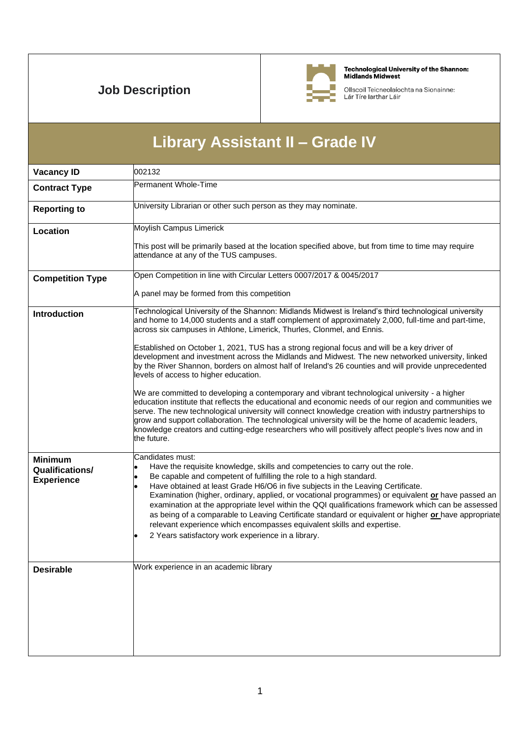# Job Description

**Technological University of the Shannon: Midlands Midwest**

Ollscoil Teicneolaíochta na Sionainne: Lár Tíre Iarthar Láir

## Library Assistant II – Grade IV

| | |
|---|---|
| **Vacancy ID** | 002132 |
| **Contract Type** | Permanent Whole-Time |
| **Reporting to** | University Librarian or other such person as they may nominate. |
| **Location** | Moylish Campus Limerick<br><br>This post will be primarily based at the location specified above, but from time to time may require attendance at any of the TUS campuses. |
| **Competition Type** | Open Competition in line with Circular Letters 0007/2017 & 0045/2017<br><br>A panel may be formed from this competition |
| **Introduction** | Technological University of the Shannon: Midlands Midwest is Ireland's third technological university and home to 14,000 students and a staff complement of approximately 2,000, full-time and part-time, across six campuses in Athlone, Limerick, Thurles, Clonmel, and Ennis.<br><br>Established on October 1, 2021, TUS has a strong regional focus and will be a key driver of development and investment across the Midlands and Midwest. The new networked university, linked by the River Shannon, borders on almost half of Ireland's 26 counties and will provide unprecedented levels of access to higher education.<br><br>We are committed to developing a contemporary and vibrant technological university - a higher education institute that reflects the educational and economic needs of our region and communities we serve. The new technological university will connect knowledge creation with industry partnerships to grow and support collaboration. The technological university will be the home of academic leaders, knowledge creators and cutting-edge researchers who will positively affect people's lives now and in the future. |
| **Minimum Qualifications/ Experience** | Candidates must:<br>• Have the requisite knowledge, skills and competencies to carry out the role.<br>• Be capable and competent of fulfilling the role to a high standard.<br>• Have obtained at least Grade H6/O6 in five subjects in the Leaving Certificate. Examination (higher, ordinary, applied, or vocational programmes) or equivalent **or** have passed an examination at the appropriate level within the QQI qualifications framework which can be assessed as being of a comparable to Leaving Certificate standard or equivalent or higher **or** have appropriate relevant experience which encompasses equivalent skills and expertise.<br>• 2 Years satisfactory work experience in a library. |
| **Desirable** | Work experience in an academic library |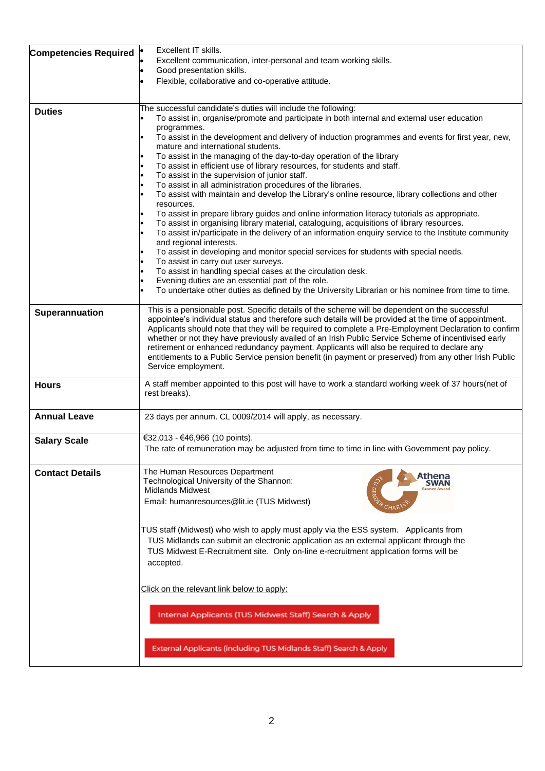| | |
|---|---|
| **Competencies Required** | • Excellent IT skills.<br>• Excellent communication, inter-personal and team working skills.<br>• Good presentation skills.<br>• Flexible, collaborative and co-operative attitude. |
| **Duties** | The successful candidate's duties will include the following:<br>• To assist in, organise/promote and participate in both internal and external user education programmes.<br>• To assist in the development and delivery of induction programmes and events for first year, new, mature and international students.<br>• To assist in the managing of the day-to-day operation of the library<br>• To assist in efficient use of library resources, for students and staff.<br>• To assist in the supervision of junior staff.<br>• To assist in all administration procedures of the libraries.<br>• To assist with maintain and develop the Library's online resource, library collections and other resources.<br>• To assist in prepare library guides and online information literacy tutorials as appropriate.<br>• To assist in organising library material, cataloguing, acquisitions of library resources.<br>• To assist in/participate in the delivery of an information enquiry service to the Institute community and regional interests.<br>• To assist in developing and monitor special services for students with special needs.<br>• To assist in carry out user surveys.<br>• To assist in handling special cases at the circulation desk.<br>• Evening duties are an essential part of the role.<br>• To undertake other duties as defined by the University Librarian or his nominee from time to time. |
| **Superannuation** | This is a pensionable post. Specific details of the scheme will be dependent on the successful appointee's individual status and therefore such details will be provided at the time of appointment. Applicants should note that they will be required to complete a Pre-Employment Declaration to confirm whether or not they have previously availed of an Irish Public Service Scheme of incentivised early retirement or enhanced redundancy payment. Applicants will also be required to declare any entitlements to a Public Service pension benefit (in payment or preserved) from any other Irish Public Service employment. |
| **Hours** | A staff member appointed to this post will have to work a standard working week of 37 hours(net of rest breaks). |
| **Annual Leave** | 23 days per annum. CL 0009/2014 will apply, as necessary. |
| **Salary Scale** | €32,013 - €46,966 (10 points).<br>The rate of remuneration may be adjusted from time to time in line with Government pay policy. |
| **Contact Details** | The Human Resources Department<br>Technological University of the Shannon: Midlands Midwest<br>Email: humanresources@lit.ie (TUS Midwest)<br><br>TUS staff (Midwest) who wish to apply must apply via the ESS system. Applicants from TUS Midlands can submit an electronic application as an external applicant through the TUS Midwest E-Recruitment site. Only on-line e-recruitment application forms will be accepted.<br><br>Click on the relevant link below to apply:<br><br>Internal Applicants (TUS Midwest Staff) Search & Apply<br><br>External Applicants (including TUS Midlands Staff) Search & Apply |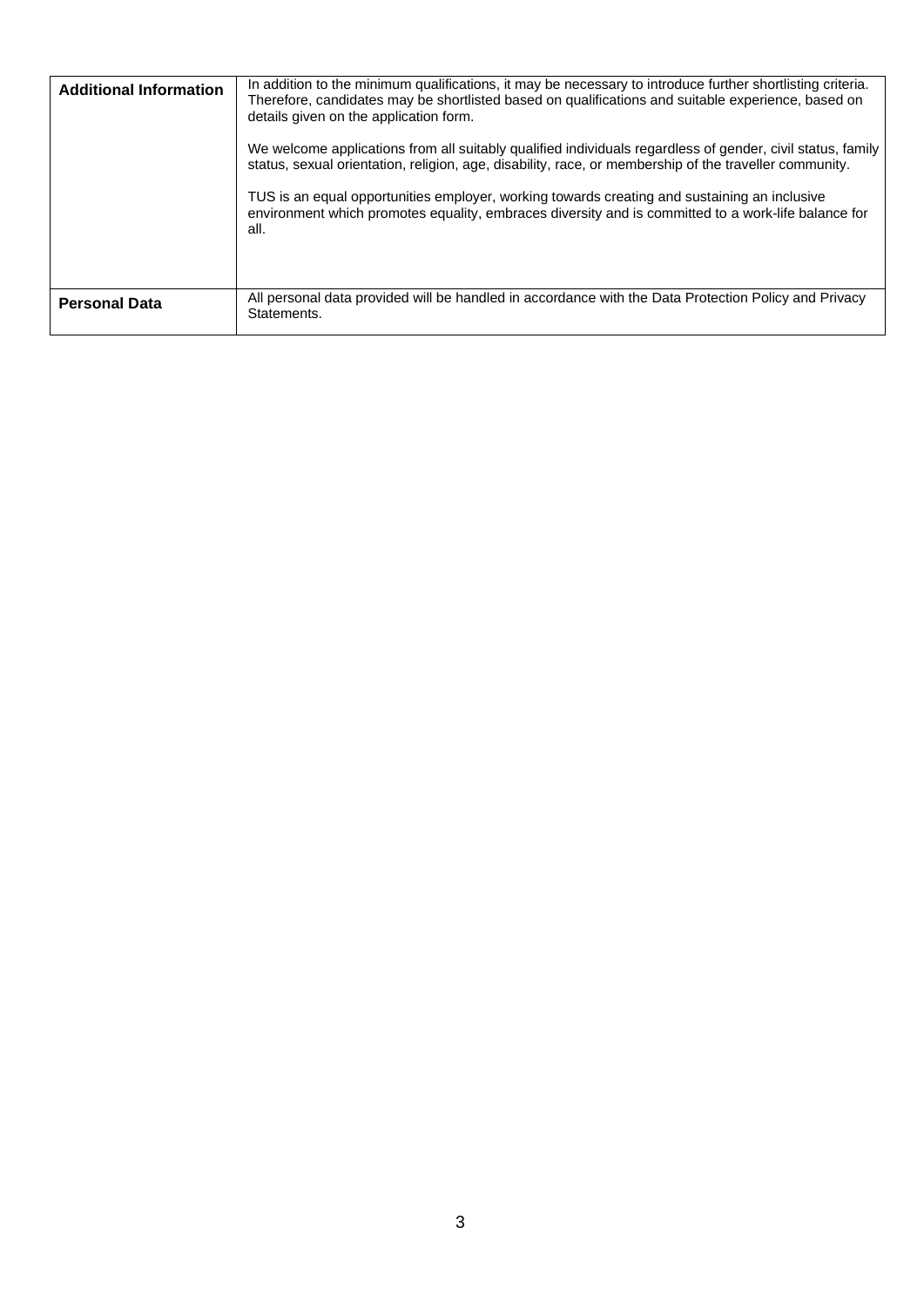| | |
|---|---|
| **Additional Information** | In addition to the minimum qualifications, it may be necessary to introduce further shortlisting criteria. Therefore, candidates may be shortlisted based on qualifications and suitable experience, based on details given on the application form.<br><br>We welcome applications from all suitably qualified individuals regardless of gender, civil status, family status, sexual orientation, religion, age, disability, race, or membership of the traveller community.<br><br>TUS is an equal opportunities employer, working towards creating and sustaining an inclusive environment which promotes equality, embraces diversity and is committed to a work-life balance for all. |
| **Personal Data** | All personal data provided will be handled in accordance with the Data Protection Policy and Privacy Statements. |